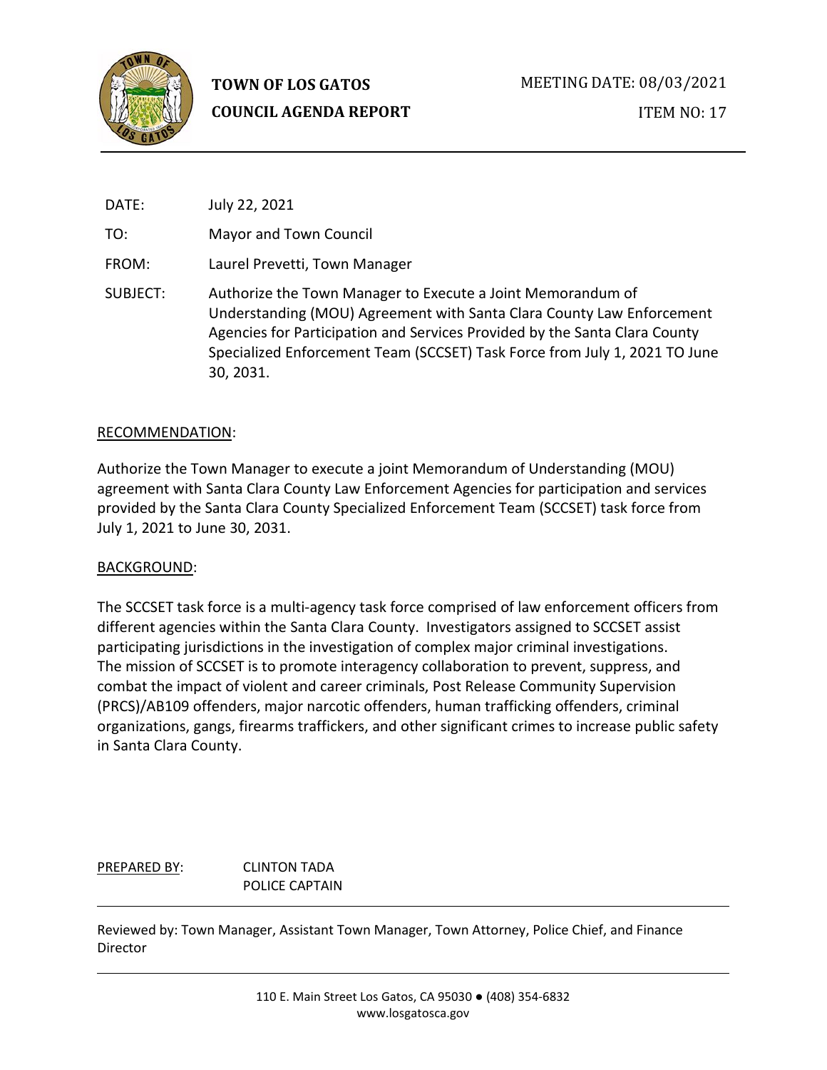**TOWN OF LOS GATOS**
**COUNCIL AGENDA REPORT**

MEETING DATE: 08/03/2021

ITEM NO: 17

DATE: July 22, 2021

TO: Mayor and Town Council

FROM: Laurel Prevetti, Town Manager

SUBJECT: Authorize the Town Manager to Execute a Joint Memorandum of Understanding (MOU) Agreement with Santa Clara County Law Enforcement Agencies for Participation and Services Provided by the Santa Clara County Specialized Enforcement Team (SCCSET) Task Force from July 1, 2021 TO June 30, 2031.

## RECOMMENDATION:

Authorize the Town Manager to execute a joint Memorandum of Understanding (MOU) agreement with Santa Clara County Law Enforcement Agencies for participation and services provided by the Santa Clara County Specialized Enforcement Team (SCCSET) task force from July 1, 2021 to June 30, 2031.

## BACKGROUND:

The SCCSET task force is a multi-agency task force comprised of law enforcement officers from different agencies within the Santa Clara County. Investigators assigned to SCCSET assist participating jurisdictions in the investigation of complex major criminal investigations. The mission of SCCSET is to promote interagency collaboration to prevent, suppress, and combat the impact of violent and career criminals, Post Release Community Supervision (PRCS)/AB109 offenders, major narcotic offenders, human trafficking offenders, criminal organizations, gangs, firearms traffickers, and other significant crimes to increase public safety in Santa Clara County.

PREPARED BY: CLINTON TADA
POLICE CAPTAIN

Reviewed by: Town Manager, Assistant Town Manager, Town Attorney, Police Chief, and Finance Director

110 E. Main Street Los Gatos, CA 95030 ● (408) 354-6832
www.losgatosca.gov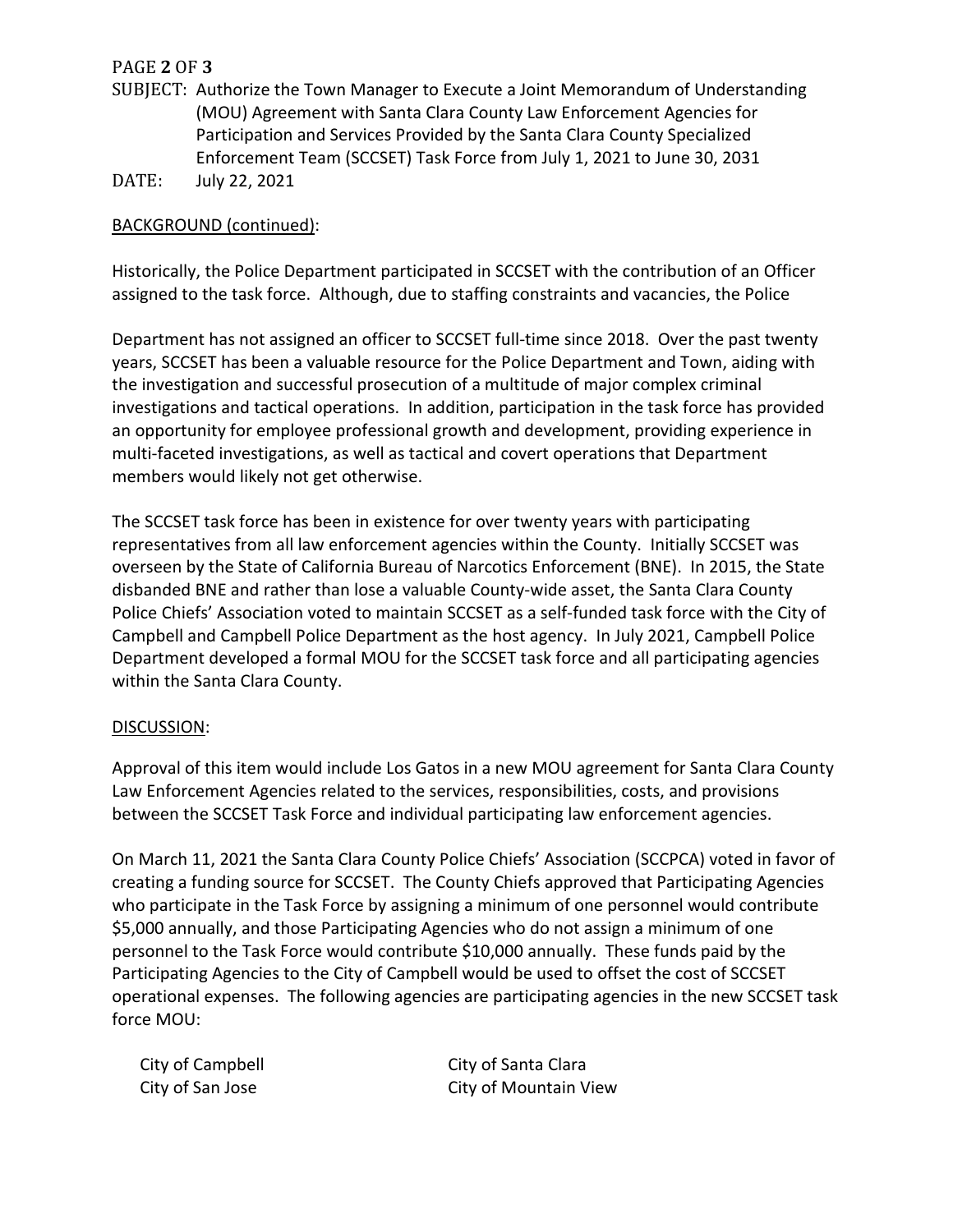SUBJECT: Authorize the Town Manager to Execute a Joint Memorandum of Understanding (MOU) Agreement with Santa Clara County Law Enforcement Agencies for Participation and Services Provided by the Santa Clara County Specialized Enforcement Team (SCCSET) Task Force from July 1, 2021 to June 30, 2031

DATE: July 22, 2021

BACKGROUND (continued):

Historically, the Police Department participated in SCCSET with the contribution of an Officer assigned to the task force. Although, due to staffing constraints and vacancies, the Police Department has not assigned an officer to SCCSET full-time since 2018. Over the past twenty years, SCCSET has been a valuable resource for the Police Department and Town, aiding with the investigation and successful prosecution of a multitude of major complex criminal investigations and tactical operations. In addition, participation in the task force has provided an opportunity for employee professional growth and development, providing experience in multi-faceted investigations, as well as tactical and covert operations that Department members would likely not get otherwise.

The SCCSET task force has been in existence for over twenty years with participating representatives from all law enforcement agencies within the County. Initially SCCSET was overseen by the State of California Bureau of Narcotics Enforcement (BNE). In 2015, the State disbanded BNE and rather than lose a valuable County-wide asset, the Santa Clara County Police Chiefs' Association voted to maintain SCCSET as a self-funded task force with the City of Campbell and Campbell Police Department as the host agency. In July 2021, Campbell Police Department developed a formal MOU for the SCCSET task force and all participating agencies within the Santa Clara County.

DISCUSSION:

Approval of this item would include Los Gatos in a new MOU agreement for Santa Clara County Law Enforcement Agencies related to the services, responsibilities, costs, and provisions between the SCCSET Task Force and individual participating law enforcement agencies.

On March 11, 2021 the Santa Clara County Police Chiefs' Association (SCCPCA) voted in favor of creating a funding source for SCCSET. The County Chiefs approved that Participating Agencies who participate in the Task Force by assigning a minimum of one personnel would contribute $5,000 annually, and those Participating Agencies who do not assign a minimum of one personnel to the Task Force would contribute $10,000 annually. These funds paid by the Participating Agencies to the City of Campbell would be used to offset the cost of SCCSET operational expenses. The following agencies are participating agencies in the new SCCSET task force MOU:

City of Campbell
City of Santa Clara
City of San Jose
City of Mountain View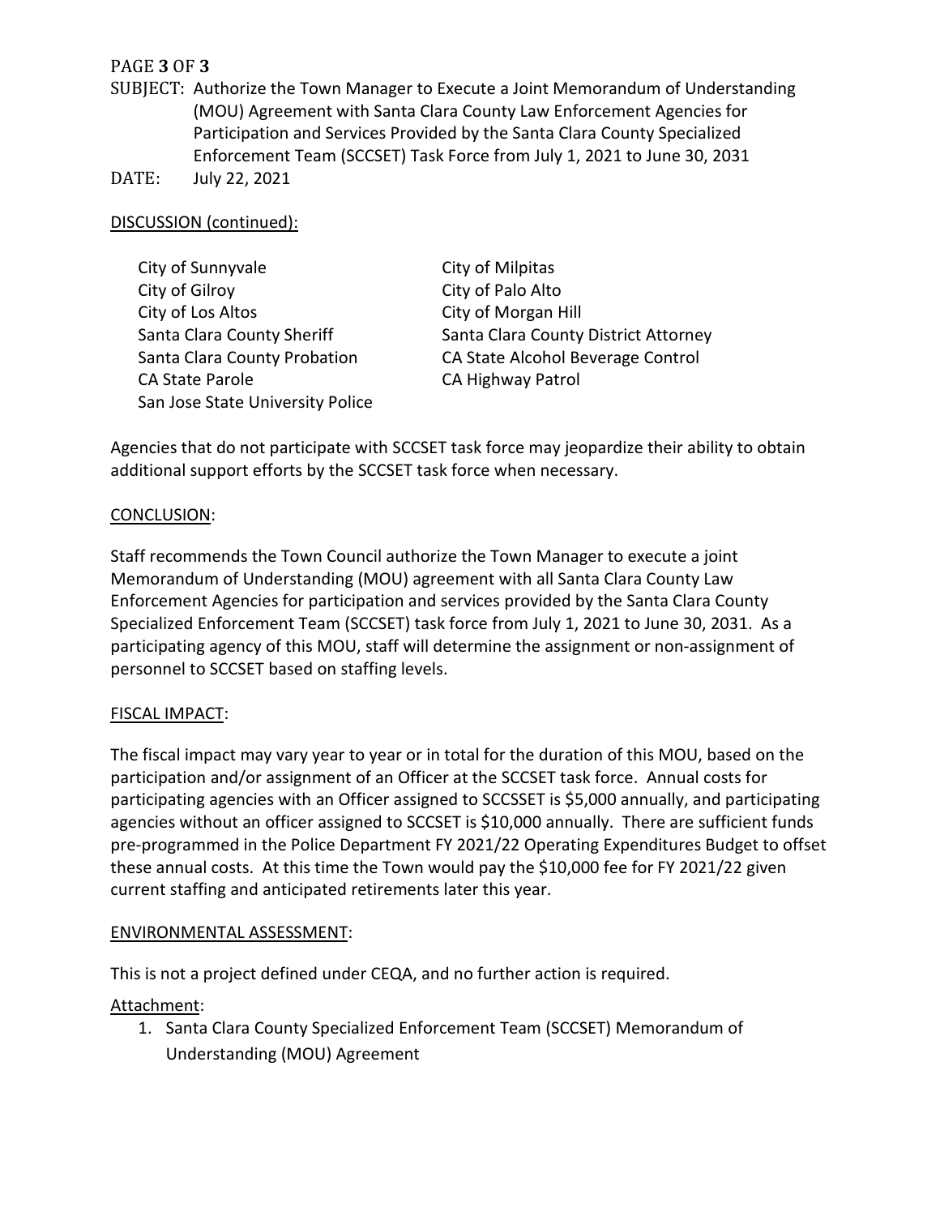SUBJECT: Authorize the Town Manager to Execute a Joint Memorandum of Understanding (MOU) Agreement with Santa Clara County Law Enforcement Agencies for Participation and Services Provided by the Santa Clara County Specialized Enforcement Team (SCCSET) Task Force from July 1, 2021 to June 30, 2031

DATE: July 22, 2021

## DISCUSSION (continued):

- City of Sunnyvale
- City of Milpitas
- City of Gilroy
- City of Palo Alto
- City of Los Altos
- City of Morgan Hill
- Santa Clara County Sheriff
- Santa Clara County District Attorney
- Santa Clara County Probation
- CA State Alcohol Beverage Control
- CA State Parole
- CA Highway Patrol
- San Jose State University Police

Agencies that do not participate with SCCSET task force may jeopardize their ability to obtain additional support efforts by the SCCSET task force when necessary.

## CONCLUSION:

Staff recommends the Town Council authorize the Town Manager to execute a joint Memorandum of Understanding (MOU) agreement with all Santa Clara County Law Enforcement Agencies for participation and services provided by the Santa Clara County Specialized Enforcement Team (SCCSET) task force from July 1, 2021 to June 30, 2031. As a participating agency of this MOU, staff will determine the assignment or non-assignment of personnel to SCCSET based on staffing levels.

## FISCAL IMPACT:

The fiscal impact may vary year to year or in total for the duration of this MOU, based on the participation and/or assignment of an Officer at the SCCSET task force. Annual costs for participating agencies with an Officer assigned to SCCSSET is $5,000 annually, and participating agencies without an officer assigned to SCCSET is $10,000 annually. There are sufficient funds pre-programmed in the Police Department FY 2021/22 Operating Expenditures Budget to offset these annual costs. At this time the Town would pay the $10,000 fee for FY 2021/22 given current staffing and anticipated retirements later this year.

## ENVIRONMENTAL ASSESSMENT:

This is not a project defined under CEQA, and no further action is required.

Attachment:

1. Santa Clara County Specialized Enforcement Team (SCCSET) Memorandum of Understanding (MOU) Agreement